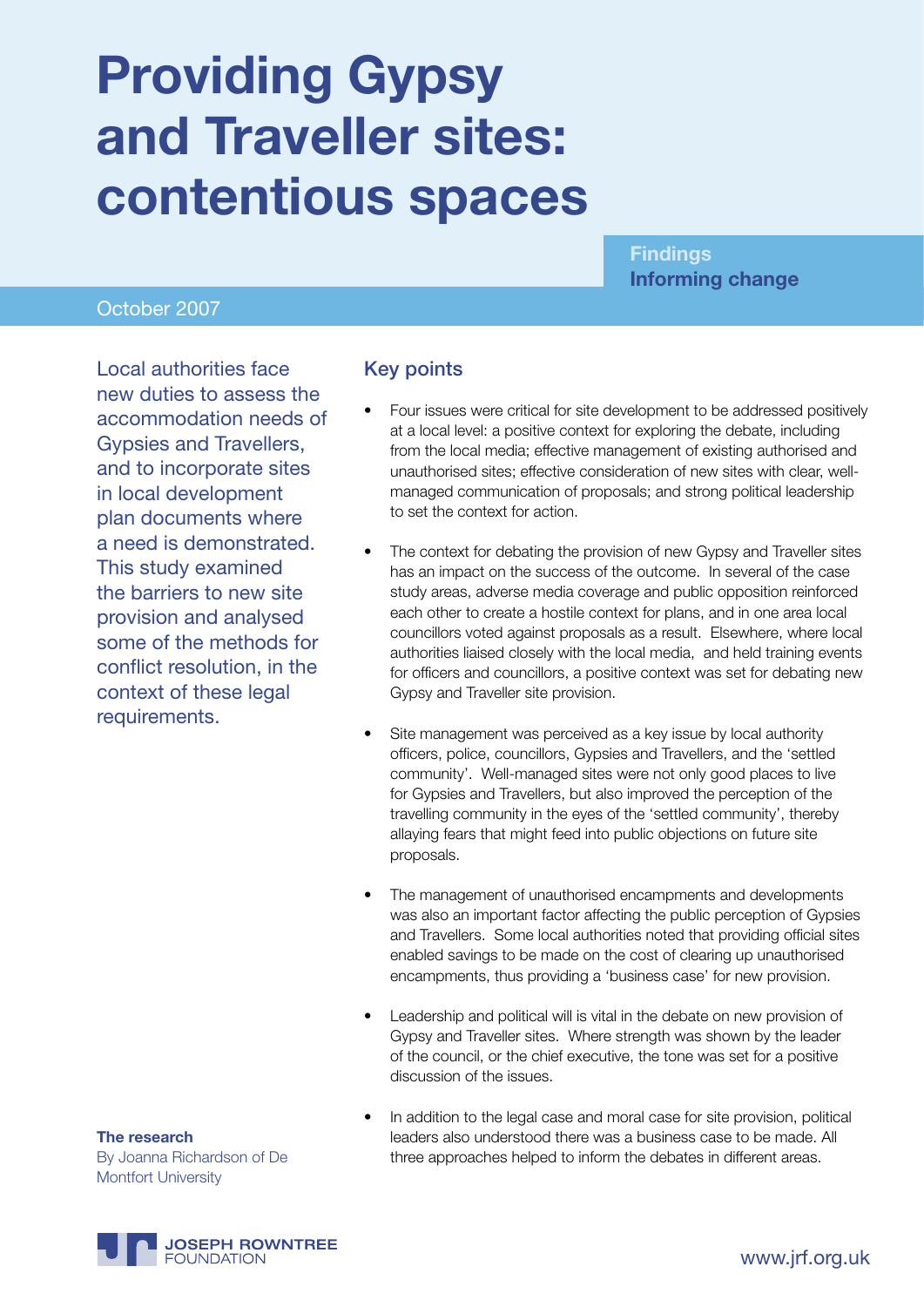# Providing Gypsy and Traveller sites: contentious spaces

**Findings**
**Informing change**

October 2007

Local authorities face new duties to assess the accommodation needs of Gypsies and Travellers, and to incorporate sites in local development plan documents where a need is demonstrated. This study examined the barriers to new site provision and analysed some of the methods for conflict resolution, in the context of these legal requirements.

## Key points

- Four issues were critical for site development to be addressed positively at a local level: a positive context for exploring the debate, including from the local media; effective management of existing authorised and unauthorised sites; effective consideration of new sites with clear, well-managed communication of proposals; and strong political leadership to set the context for action.

- The context for debating the provision of new Gypsy and Traveller sites has an impact on the success of the outcome. In several of the case study areas, adverse media coverage and public opposition reinforced each other to create a hostile context for plans, and in one area local councillors voted against proposals as a result. Elsewhere, where local authorities liaised closely with the local media, and held training events for officers and councillors, a positive context was set for debating new Gypsy and Traveller site provision.

- Site management was perceived as a key issue by local authority officers, police, councillors, Gypsies and Travellers, and the 'settled community'. Well-managed sites were not only good places to live for Gypsies and Travellers, but also improved the perception of the travelling community in the eyes of the 'settled community', thereby allaying fears that might feed into public objections on future site proposals.

- The management of unauthorised encampments and developments was also an important factor affecting the public perception of Gypsies and Travellers. Some local authorities noted that providing official sites enabled savings to be made on the cost of clearing up unauthorised encampments, thus providing a 'business case' for new provision.

- Leadership and political will is vital in the debate on new provision of Gypsy and Traveller sites. Where strength was shown by the leader of the council, or the chief executive, the tone was set for a positive discussion of the issues.

- In addition to the legal case and moral case for site provision, political leaders also understood there was a business case to be made. All three approaches helped to inform the debates in different areas.

**The research**
By Joanna Richardson of De Montfort University

JOSEPH ROWNTREE FOUNDATION

www.jrf.org.uk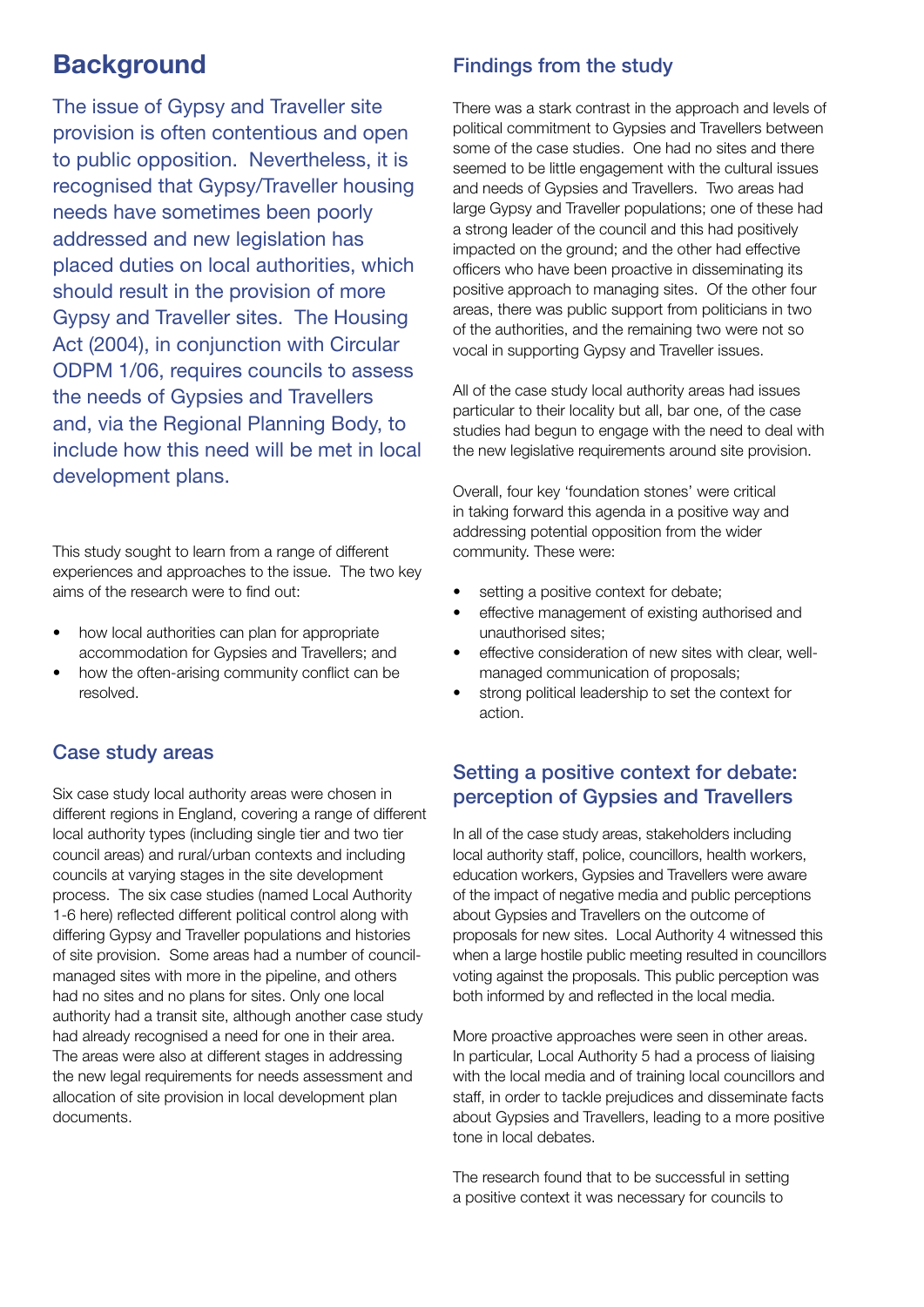## Background

The issue of Gypsy and Traveller site provision is often contentious and open to public opposition. Nevertheless, it is recognised that Gypsy/Traveller housing needs have sometimes been poorly addressed and new legislation has placed duties on local authorities, which should result in the provision of more Gypsy and Traveller sites. The Housing Act (2004), in conjunction with Circular ODPM 1/06, requires councils to assess the needs of Gypsies and Travellers and, via the Regional Planning Body, to include how this need will be met in local development plans.

This study sought to learn from a range of different experiences and approaches to the issue. The two key aims of the research were to find out:

- how local authorities can plan for appropriate accommodation for Gypsies and Travellers; and
- how the often-arising community conflict can be resolved.

### Case study areas

Six case study local authority areas were chosen in different regions in England, covering a range of different local authority types (including single tier and two tier council areas) and rural/urban contexts and including councils at varying stages in the site development process. The six case studies (named Local Authority 1-6 here) reflected different political control along with differing Gypsy and Traveller populations and histories of site provision. Some areas had a number of council-managed sites with more in the pipeline, and others had no sites and no plans for sites. Only one local authority had a transit site, although another case study had already recognised a need for one in their area. The areas were also at different stages in addressing the new legal requirements for needs assessment and allocation of site provision in local development plan documents.

### Findings from the study

There was a stark contrast in the approach and levels of political commitment to Gypsies and Travellers between some of the case studies. One had no sites and there seemed to be little engagement with the cultural issues and needs of Gypsies and Travellers. Two areas had large Gypsy and Traveller populations; one of these had a strong leader of the council and this had positively impacted on the ground; and the other had effective officers who have been proactive in disseminating its positive approach to managing sites. Of the other four areas, there was public support from politicians in two of the authorities, and the remaining two were not so vocal in supporting Gypsy and Traveller issues.

All of the case study local authority areas had issues particular to their locality but all, bar one, of the case studies had begun to engage with the need to deal with the new legislative requirements around site provision.

Overall, four key 'foundation stones' were critical in taking forward this agenda in a positive way and addressing potential opposition from the wider community. These were:

- setting a positive context for debate;
- effective management of existing authorised and unauthorised sites;
- effective consideration of new sites with clear, well-managed communication of proposals;
- strong political leadership to set the context for action.

### Setting a positive context for debate: perception of Gypsies and Travellers

In all of the case study areas, stakeholders including local authority staff, police, councillors, health workers, education workers, Gypsies and Travellers were aware of the impact of negative media and public perceptions about Gypsies and Travellers on the outcome of proposals for new sites. Local Authority 4 witnessed this when a large hostile public meeting resulted in councillors voting against the proposals. This public perception was both informed by and reflected in the local media.

More proactive approaches were seen in other areas. In particular, Local Authority 5 had a process of liaising with the local media and of training local councillors and staff, in order to tackle prejudices and disseminate facts about Gypsies and Travellers, leading to a more positive tone in local debates.

The research found that to be successful in setting a positive context it was necessary for councils to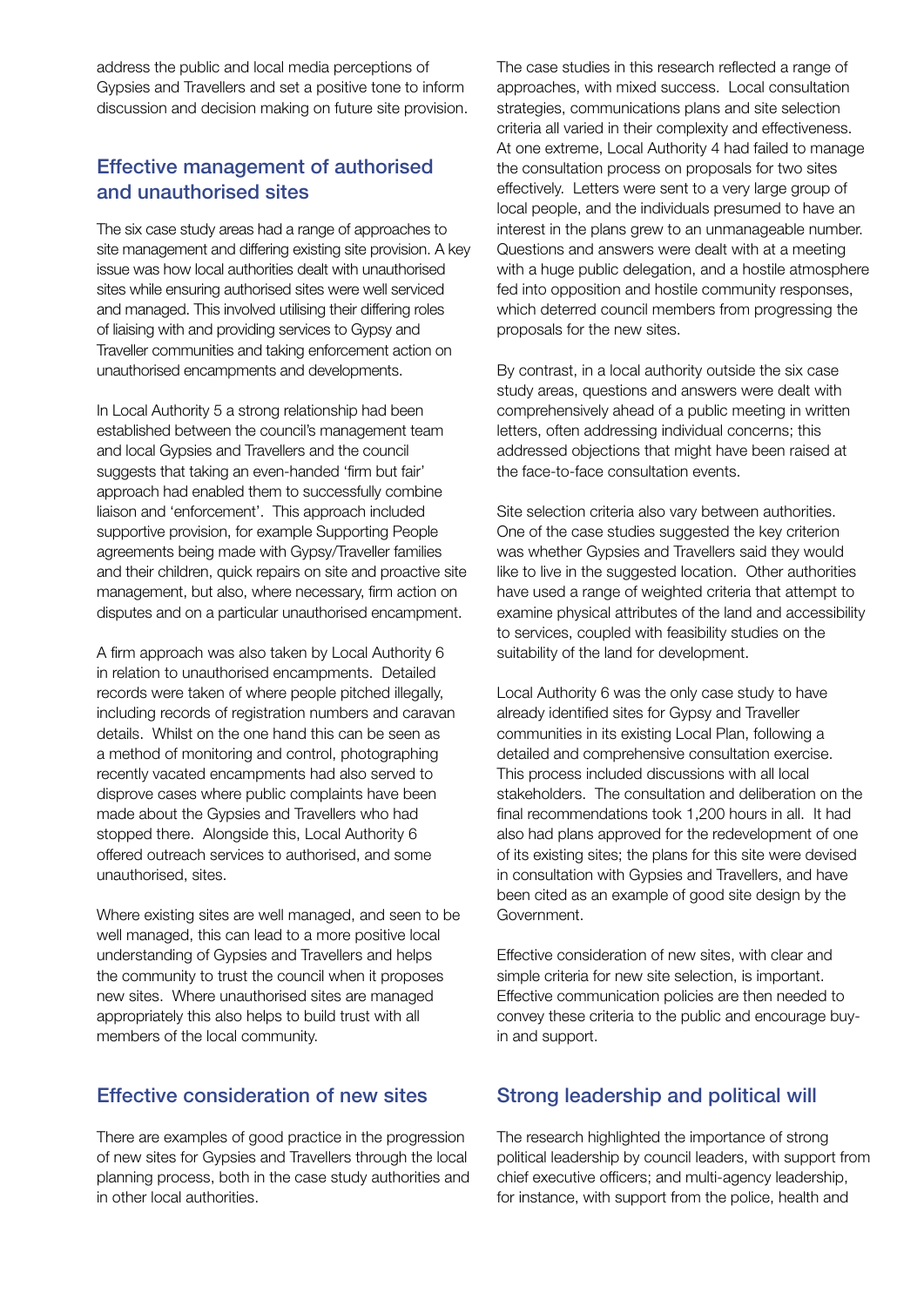address the public and local media perceptions of Gypsies and Travellers and set a positive tone to inform discussion and decision making on future site provision.

## Effective management of authorised and unauthorised sites

The six case study areas had a range of approaches to site management and differing existing site provision. A key issue was how local authorities dealt with unauthorised sites while ensuring authorised sites were well serviced and managed. This involved utilising their differing roles of liaising with and providing services to Gypsy and Traveller communities and taking enforcement action on unauthorised encampments and developments.

In Local Authority 5 a strong relationship had been established between the council's management team and local Gypsies and Travellers and the council suggests that taking an even-handed 'firm but fair' approach had enabled them to successfully combine liaison and 'enforcement'. This approach included supportive provision, for example Supporting People agreements being made with Gypsy/Traveller families and their children, quick repairs on site and proactive site management, but also, where necessary, firm action on disputes and on a particular unauthorised encampment.

A firm approach was also taken by Local Authority 6 in relation to unauthorised encampments. Detailed records were taken of where people pitched illegally, including records of registration numbers and caravan details. Whilst on the one hand this can be seen as a method of monitoring and control, photographing recently vacated encampments had also served to disprove cases where public complaints have been made about the Gypsies and Travellers who had stopped there. Alongside this, Local Authority 6 offered outreach services to authorised, and some unauthorised, sites.

Where existing sites are well managed, and seen to be well managed, this can lead to a more positive local understanding of Gypsies and Travellers and helps the community to trust the council when it proposes new sites. Where unauthorised sites are managed appropriately this also helps to build trust with all members of the local community.

## Effective consideration of new sites

There are examples of good practice in the progression of new sites for Gypsies and Travellers through the local planning process, both in the case study authorities and in other local authorities.

The case studies in this research reflected a range of approaches, with mixed success. Local consultation strategies, communications plans and site selection criteria all varied in their complexity and effectiveness. At one extreme, Local Authority 4 had failed to manage the consultation process on proposals for two sites effectively. Letters were sent to a very large group of local people, and the individuals presumed to have an interest in the plans grew to an unmanageable number. Questions and answers were dealt with at a meeting with a huge public delegation, and a hostile atmosphere fed into opposition and hostile community responses, which deterred council members from progressing the proposals for the new sites.

By contrast, in a local authority outside the six case study areas, questions and answers were dealt with comprehensively ahead of a public meeting in written letters, often addressing individual concerns; this addressed objections that might have been raised at the face-to-face consultation events.

Site selection criteria also vary between authorities. One of the case studies suggested the key criterion was whether Gypsies and Travellers said they would like to live in the suggested location. Other authorities have used a range of weighted criteria that attempt to examine physical attributes of the land and accessibility to services, coupled with feasibility studies on the suitability of the land for development.

Local Authority 6 was the only case study to have already identified sites for Gypsy and Traveller communities in its existing Local Plan, following a detailed and comprehensive consultation exercise. This process included discussions with all local stakeholders. The consultation and deliberation on the final recommendations took 1,200 hours in all. It had also had plans approved for the redevelopment of one of its existing sites; the plans for this site were devised in consultation with Gypsies and Travellers, and have been cited as an example of good site design by the Government.

Effective consideration of new sites, with clear and simple criteria for new site selection, is important. Effective communication policies are then needed to convey these criteria to the public and encourage buy-in and support.

## Strong leadership and political will

The research highlighted the importance of strong political leadership by council leaders, with support from chief executive officers; and multi-agency leadership, for instance, with support from the police, health and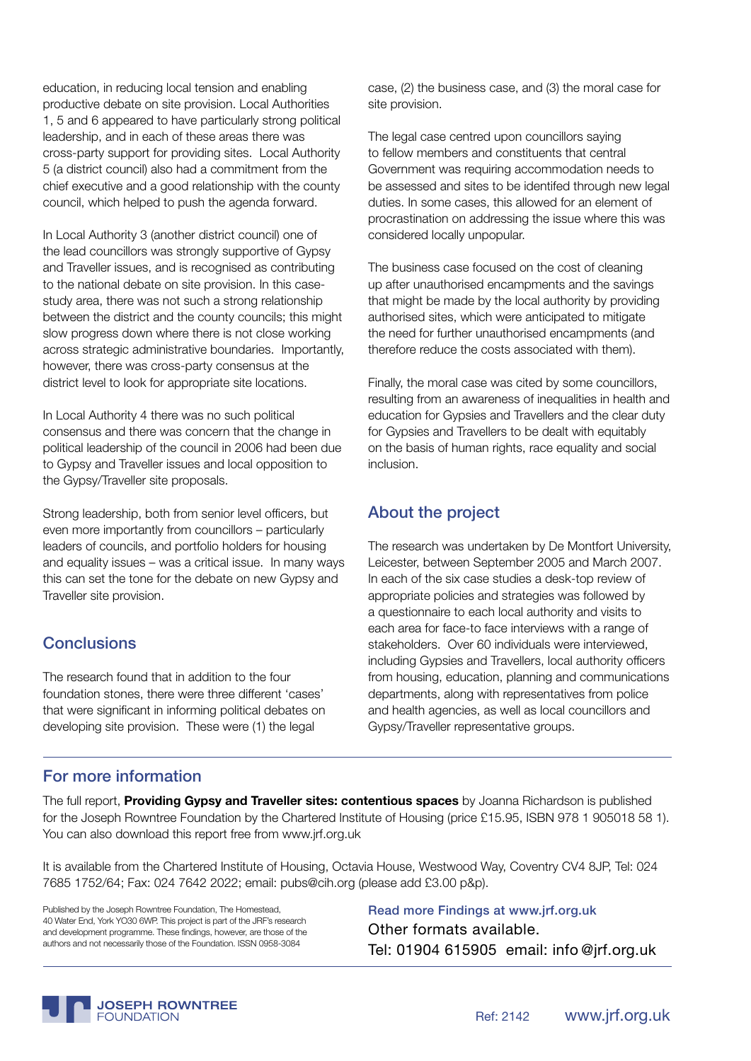education, in reducing local tension and enabling productive debate on site provision. Local Authorities 1, 5 and 6 appeared to have particularly strong political leadership, and in each of these areas there was cross-party support for providing sites. Local Authority 5 (a district council) also had a commitment from the chief executive and a good relationship with the county council, which helped to push the agenda forward.

In Local Authority 3 (another district council) one of the lead councillors was strongly supportive of Gypsy and Traveller issues, and is recognised as contributing to the national debate on site provision. In this case-study area, there was not such a strong relationship between the district and the county councils; this might slow progress down where there is not close working across strategic administrative boundaries. Importantly, however, there was cross-party consensus at the district level to look for appropriate site locations.

In Local Authority 4 there was no such political consensus and there was concern that the change in political leadership of the council in 2006 had been due to Gypsy and Traveller issues and local opposition to the Gypsy/Traveller site proposals.

Strong leadership, both from senior level officers, but even more importantly from councillors – particularly leaders of councils, and portfolio holders for housing and equality issues – was a critical issue. In many ways this can set the tone for the debate on new Gypsy and Traveller site provision.

## Conclusions

The research found that in addition to the four foundation stones, there were three different 'cases' that were significant in informing political debates on developing site provision. These were (1) the legal case, (2) the business case, and (3) the moral case for site provision.

The legal case centred upon councillors saying to fellow members and constituents that central Government was requiring accommodation needs to be assessed and sites to be identifed through new legal duties. In some cases, this allowed for an element of procrastination on addressing the issue where this was considered locally unpopular.

The business case focused on the cost of cleaning up after unauthorised encampments and the savings that might be made by the local authority by providing authorised sites, which were anticipated to mitigate the need for further unauthorised encampments (and therefore reduce the costs associated with them).

Finally, the moral case was cited by some councillors, resulting from an awareness of inequalities in health and education for Gypsies and Travellers and the clear duty for Gypsies and Travellers to be dealt with equitably on the basis of human rights, race equality and social inclusion.

## About the project

The research was undertaken by De Montfort University, Leicester, between September 2005 and March 2007. In each of the six case studies a desk-top review of appropriate policies and strategies was followed by a questionnaire to each local authority and visits to each area for face-to face interviews with a range of stakeholders. Over 60 individuals were interviewed, including Gypsies and Travellers, local authority officers from housing, education, planning and communications departments, along with representatives from police and health agencies, as well as local councillors and Gypsy/Traveller representative groups.

## For more information

The full report, **Providing Gypsy and Traveller sites: contentious spaces** by Joanna Richardson is published for the Joseph Rowntree Foundation by the Chartered Institute of Housing (price £15.95, ISBN 978 1 905018 58 1). You can also download this report free from www.jrf.org.uk

It is available from the Chartered Institute of Housing, Octavia House, Westwood Way, Coventry CV4 8JP, Tel: 024 7685 1752/64; Fax: 024 7642 2022; email: pubs@cih.org (please add £3.00 p&p).

Published by the Joseph Rowntree Foundation, The Homestead, 40 Water End, York YO30 6WP. This project is part of the JRF's research and development programme. These findings, however, are those of the authors and not necessarily those of the Foundation. ISSN 0958-3084

Read more Findings at www.jrf.org.uk
Other formats available.
Tel: 01904 615905 email: info@jrf.org.uk

JOSEPH ROWNTREE FOUNDATION

Ref: 2142 www.jrf.org.uk